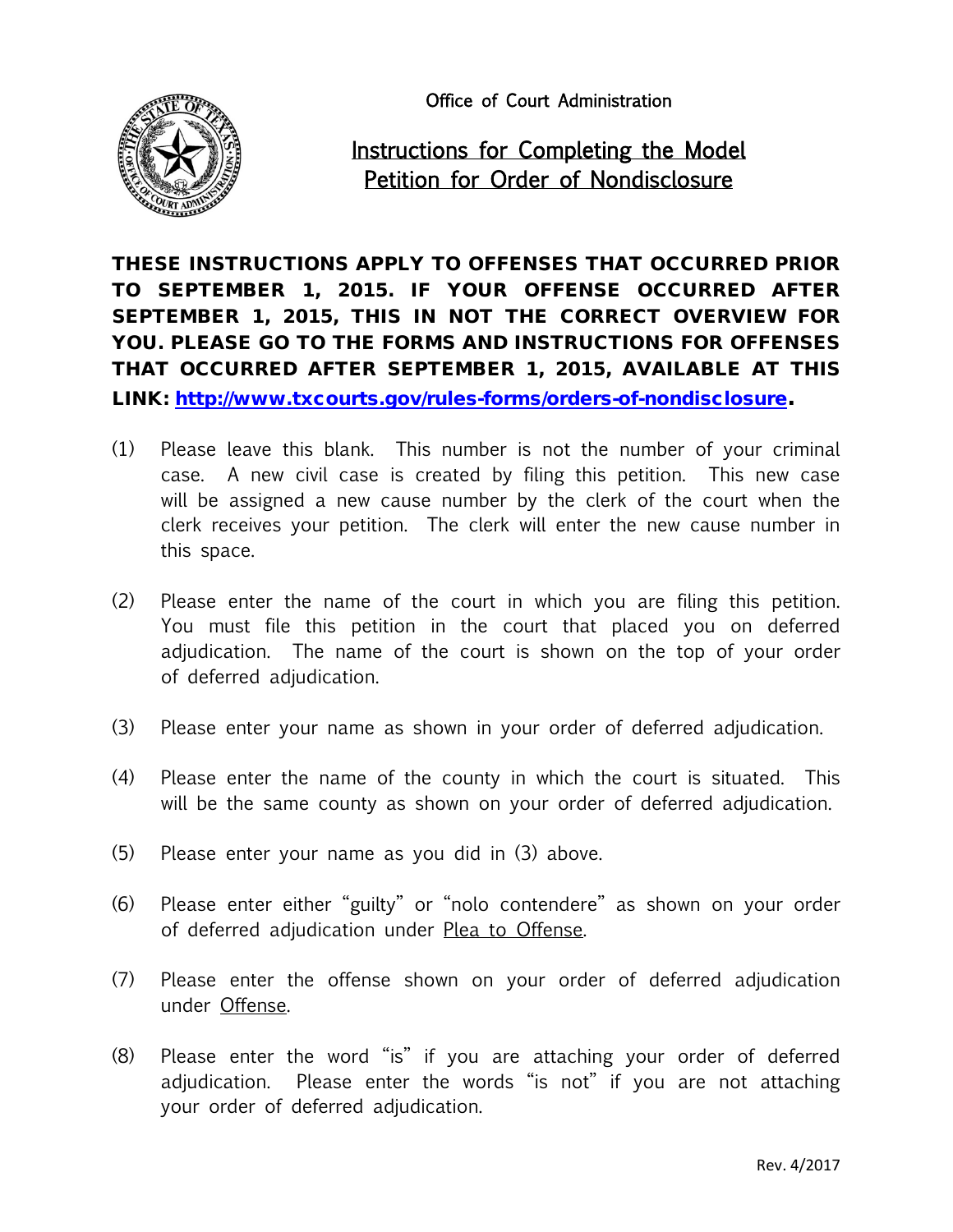Office of Court Administration

# Instructions for Completing the Model Petition for Order of Nondisclosure

**THESE INSTRUCTIONS APPLY TO OFFENSES THAT OCCURRED PRIOR TO SEPTEMBER 1, 2015. IF YOUR OFFENSE OCCURRED AFTER SEPTEMBER 1, 2015, THIS IN NOT THE CORRECT OVERVIEW FOR YOU. PLEASE GO TO THE FORMS AND INSTRUCTIONS FOR OFFENSES THAT OCCURRED AFTER SEPTEMBER 1, 2015, AVAILABLE AT THIS LINK: [http://www.txcourts.gov/rules-forms/orders-of-nondisclosure](http://www.txcourts.gov/rules-forms/orders-of-nondisclosure).**

(1) Please leave this blank. This number is not the number of your criminal case. A new civil case is created by filing this petition. This new case will be assigned a new cause number by the clerk of the court when the clerk receives your petition. The clerk will enter the new cause number in this space.

(2) Please enter the name of the court in which you are filing this petition. You must file this petition in the court that placed you on deferred adjudication. The name of the court is shown on the top of your order of deferred adjudication.

(3) Please enter your name as shown in your order of deferred adjudication.

(4) Please enter the name of the county in which the court is situated. This will be the same county as shown on your order of deferred adjudication.

(5) Please enter your name as you did in (3) above.

(6) Please enter either "guilty" or "nolo contendere" as shown on your order of deferred adjudication under Plea to Offense.

(7) Please enter the offense shown on your order of deferred adjudication under Offense.

(8) Please enter the word "is" if you are attaching your order of deferred adjudication. Please enter the words "is not" if you are not attaching your order of deferred adjudication.

Rev. 4/2017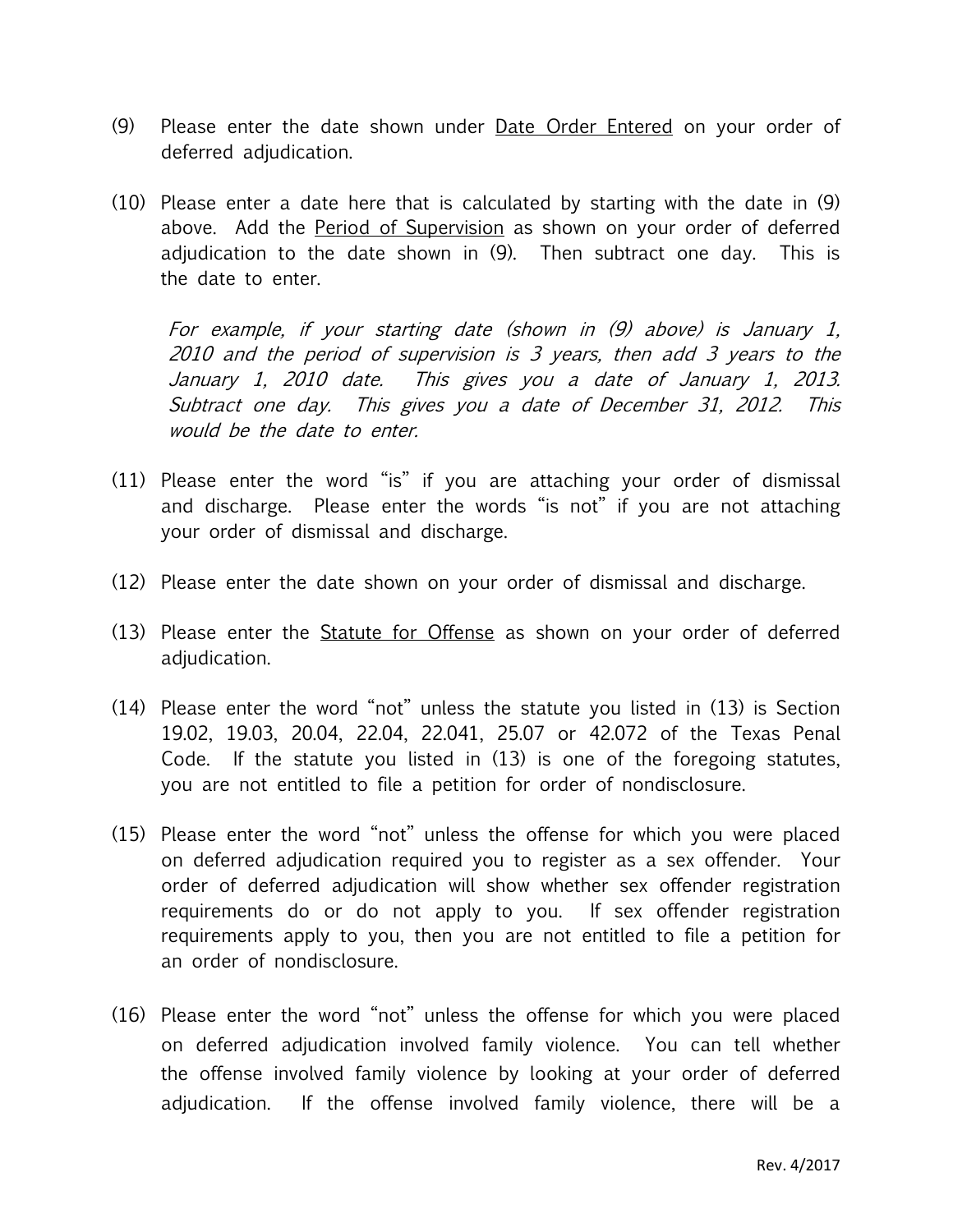(9) Please enter the date shown under Date Order Entered on your order of deferred adjudication.

(10) Please enter a date here that is calculated by starting with the date in (9) above. Add the Period of Supervision as shown on your order of deferred adjudication to the date shown in (9). Then subtract one day. This is the date to enter.

*For example, if your starting date (shown in (9) above) is January 1, 2010 and the period of supervision is 3 years, then add 3 years to the January 1, 2010 date. This gives you a date of January 1, 2013. Subtract one day. This gives you a date of December 31, 2012. This would be the date to enter.*

(11) Please enter the word "is" if you are attaching your order of dismissal and discharge. Please enter the words "is not" if you are not attaching your order of dismissal and discharge.

(12) Please enter the date shown on your order of dismissal and discharge.

(13) Please enter the Statute for Offense as shown on your order of deferred adjudication.

(14) Please enter the word "not" unless the statute you listed in (13) is Section 19.02, 19.03, 20.04, 22.04, 22.041, 25.07 or 42.072 of the Texas Penal Code. If the statute you listed in (13) is one of the foregoing statutes, you are not entitled to file a petition for order of nondisclosure.

(15) Please enter the word "not" unless the offense for which you were placed on deferred adjudication required you to register as a sex offender. Your order of deferred adjudication will show whether sex offender registration requirements do or do not apply to you. If sex offender registration requirements apply to you, then you are not entitled to file a petition for an order of nondisclosure.

(16) Please enter the word "not" unless the offense for which you were placed on deferred adjudication involved family violence. You can tell whether the offense involved family violence by looking at your order of deferred adjudication. If the offense involved family violence, there will be a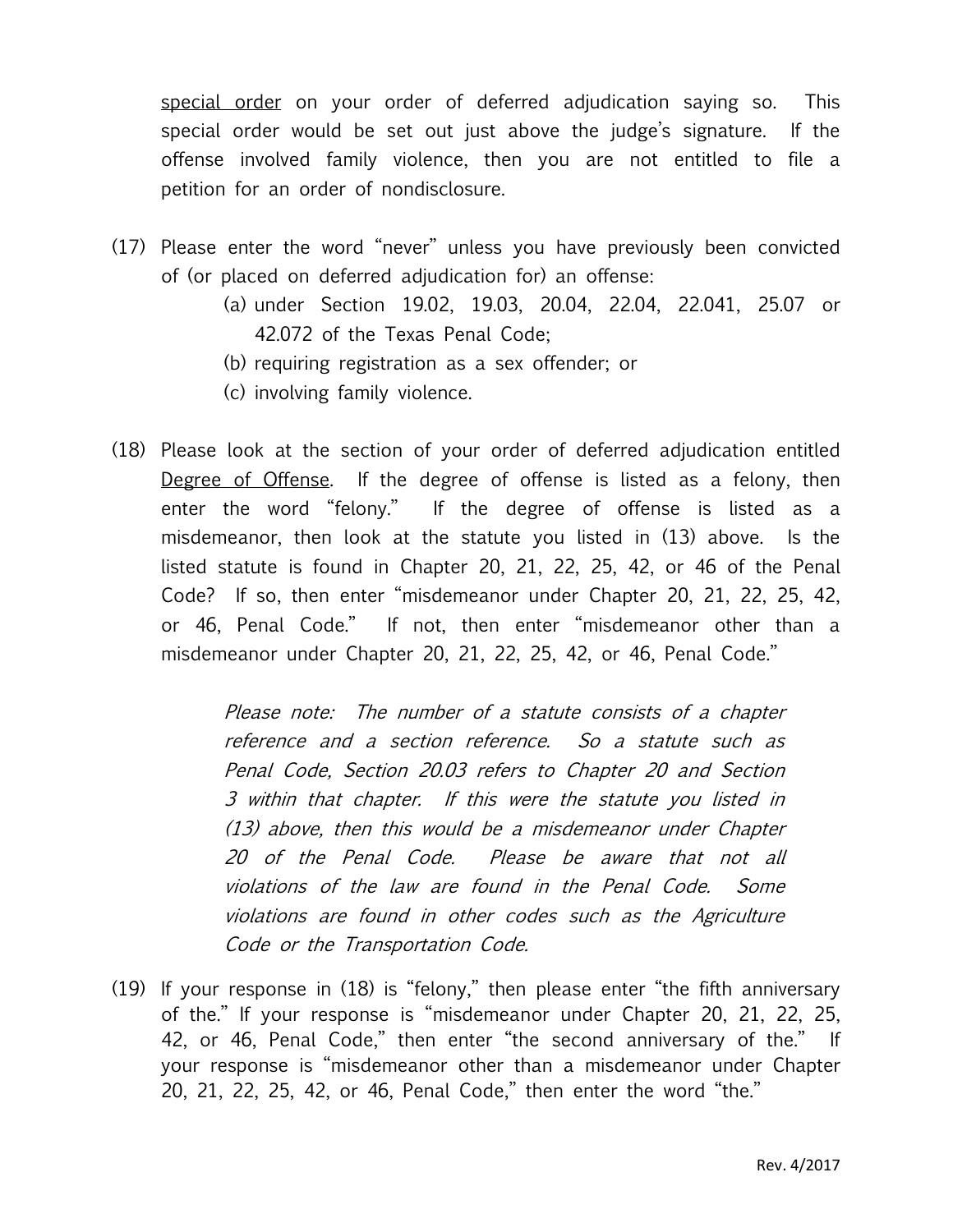special order on your order of deferred adjudication saying so. This special order would be set out just above the judge's signature. If the offense involved family violence, then you are not entitled to file a petition for an order of nondisclosure.

(17) Please enter the word "never" unless you have previously been convicted of (or placed on deferred adjudication for) an offense:

   (a) under Section 19.02, 19.03, 20.04, 22.04, 22.041, 25.07 or 42.072 of the Texas Penal Code;
   (b) requiring registration as a sex offender; or
   (c) involving family violence.

(18) Please look at the section of your order of deferred adjudication entitled Degree of Offense. If the degree of offense is listed as a felony, then enter the word "felony." If the degree of offense is listed as a misdemeanor, then look at the statute you listed in (13) above. Is the listed statute is found in Chapter 20, 21, 22, 25, 42, or 46 of the Penal Code? If so, then enter "misdemeanor under Chapter 20, 21, 22, 25, 42, or 46, Penal Code." If not, then enter "misdemeanor other than a misdemeanor under Chapter 20, 21, 22, 25, 42, or 46, Penal Code."

> *Please note: The number of a statute consists of a chapter reference and a section reference. So a statute such as Penal Code, Section 20.03 refers to Chapter 20 and Section 3 within that chapter. If this were the statute you listed in (13) above, then this would be a misdemeanor under Chapter 20 of the Penal Code. Please be aware that not all violations of the law are found in the Penal Code. Some violations are found in other codes such as the Agriculture Code or the Transportation Code.*

(19) If your response in (18) is "felony," then please enter "the fifth anniversary of the." If your response is "misdemeanor under Chapter 20, 21, 22, 25, 42, or 46, Penal Code," then enter "the second anniversary of the." If your response is "misdemeanor other than a misdemeanor under Chapter 20, 21, 22, 25, 42, or 46, Penal Code," then enter the word "the."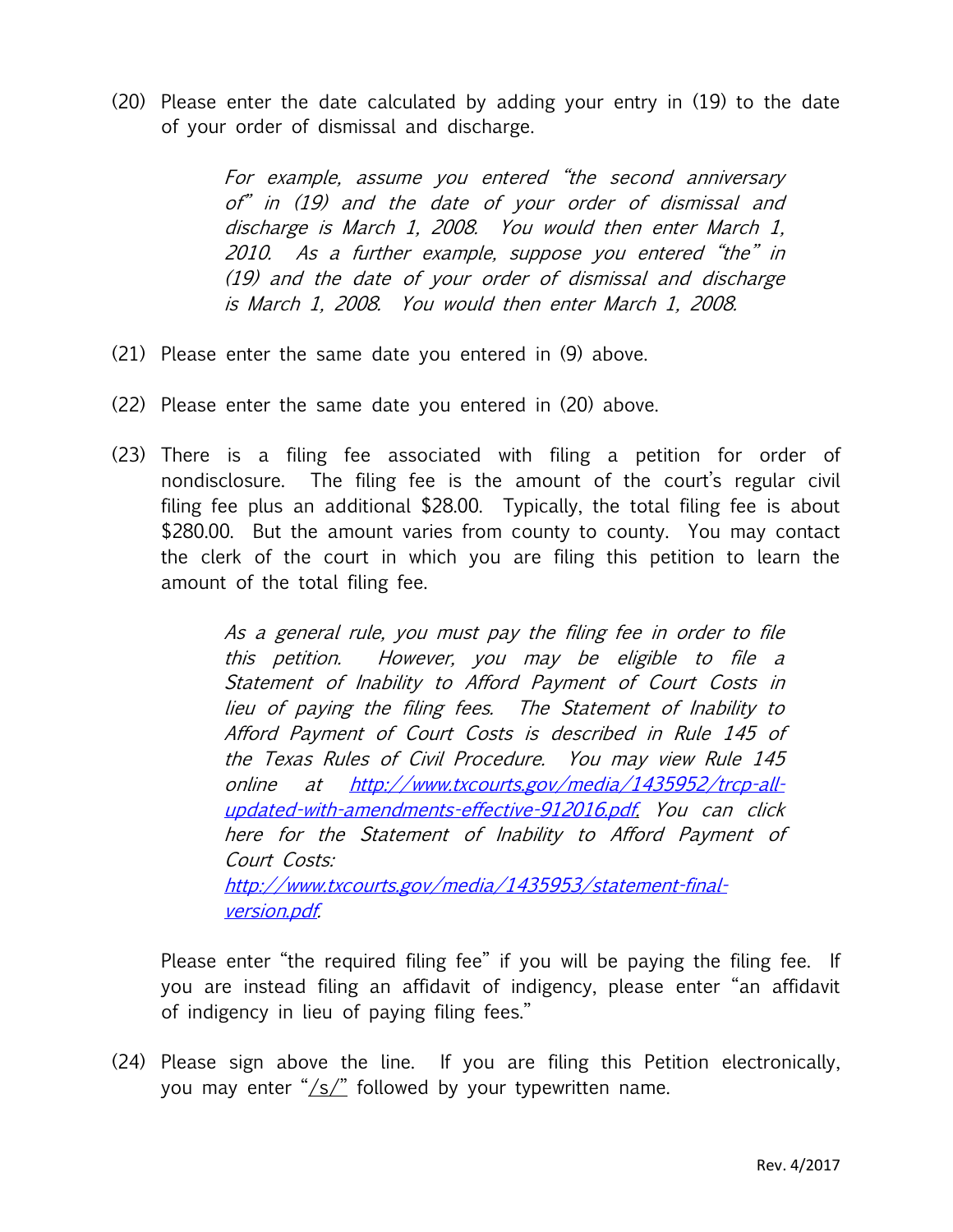(20) Please enter the date calculated by adding your entry in (19) to the date of your order of dismissal and discharge.

> *For example, assume you entered "the second anniversary of" in (19) and the date of your order of dismissal and discharge is March 1, 2008. You would then enter March 1, 2010. As a further example, suppose you entered "the" in (19) and the date of your order of dismissal and discharge is March 1, 2008. You would then enter March 1, 2008.*

(21) Please enter the same date you entered in (9) above.

(22) Please enter the same date you entered in (20) above.

(23) There is a filing fee associated with filing a petition for order of nondisclosure. The filing fee is the amount of the court's regular civil filing fee plus an additional $28.00. Typically, the total filing fee is about $280.00. But the amount varies from county to county. You may contact the clerk of the court in which you are filing this petition to learn the amount of the total filing fee.

> *As a general rule, you must pay the filing fee in order to file this petition. However, you may be eligible to file a Statement of Inability to Afford Payment of Court Costs in lieu of paying the filing fees. The Statement of Inability to Afford Payment of Court Costs is described in Rule 145 of the Texas Rules of Civil Procedure. You may view Rule 145 online at [http://www.txcourts.gov/media/1435952/trcp-all-updated-with-amendments-effective-912016.pdf](http://www.txcourts.gov/media/1435952/trcp-all-updated-with-amendments-effective-912016.pdf). You can click here for the Statement of Inability to Afford Payment of Court Costs: [http://www.txcourts.gov/media/1435953/statement-final-version.pdf](http://www.txcourts.gov/media/1435953/statement-final-version.pdf).*

Please enter "the required filing fee" if you will be paying the filing fee. If you are instead filing an affidavit of indigency, please enter "an affidavit of indigency in lieu of paying filing fees."

(24) Please sign above the line. If you are filing this Petition electronically, you may enter "/s/" followed by your typewritten name.

Rev. 4/2017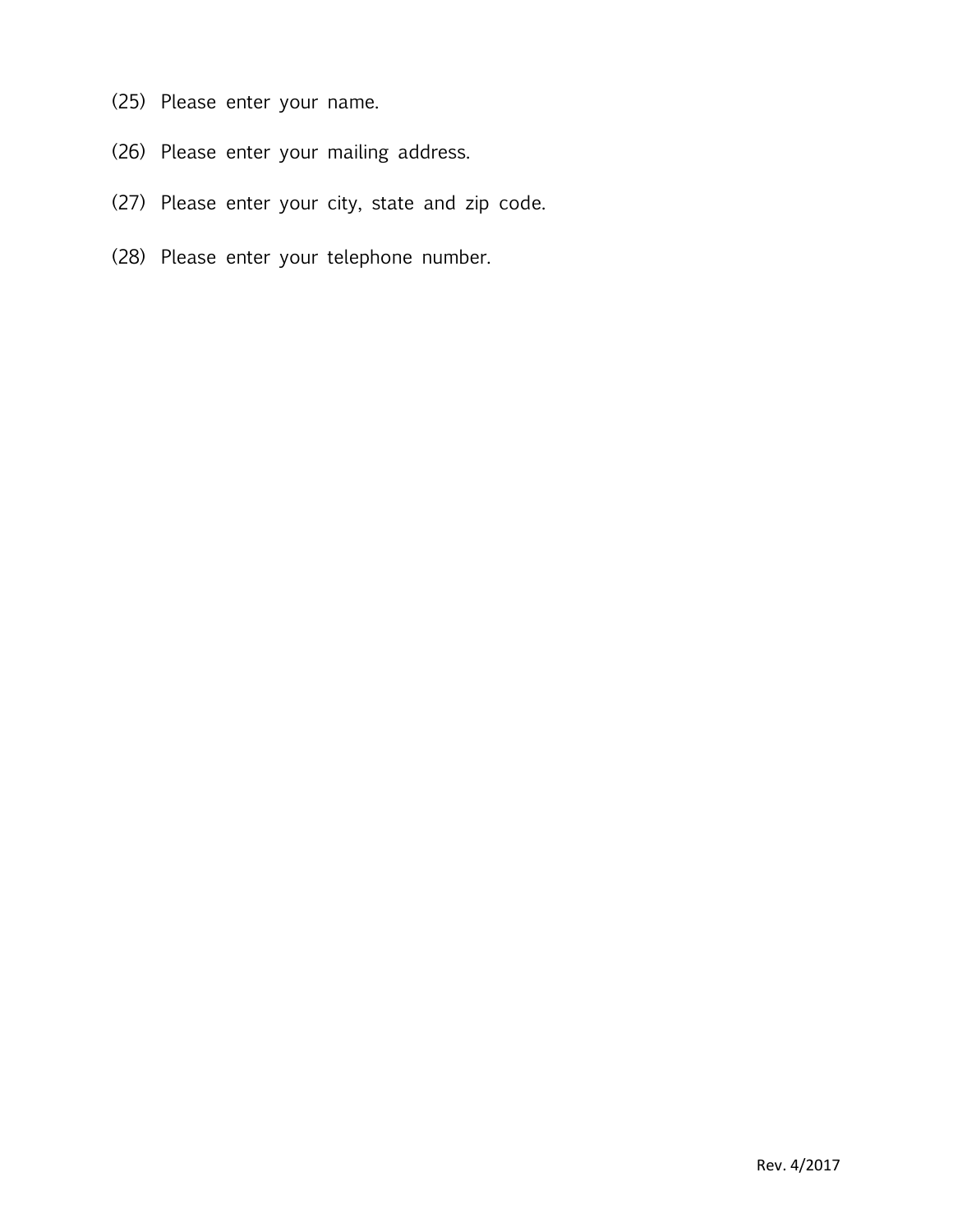(25) Please enter your name.

(26) Please enter your mailing address.

(27) Please enter your city, state and zip code.

(28) Please enter your telephone number.

Rev. 4/2017